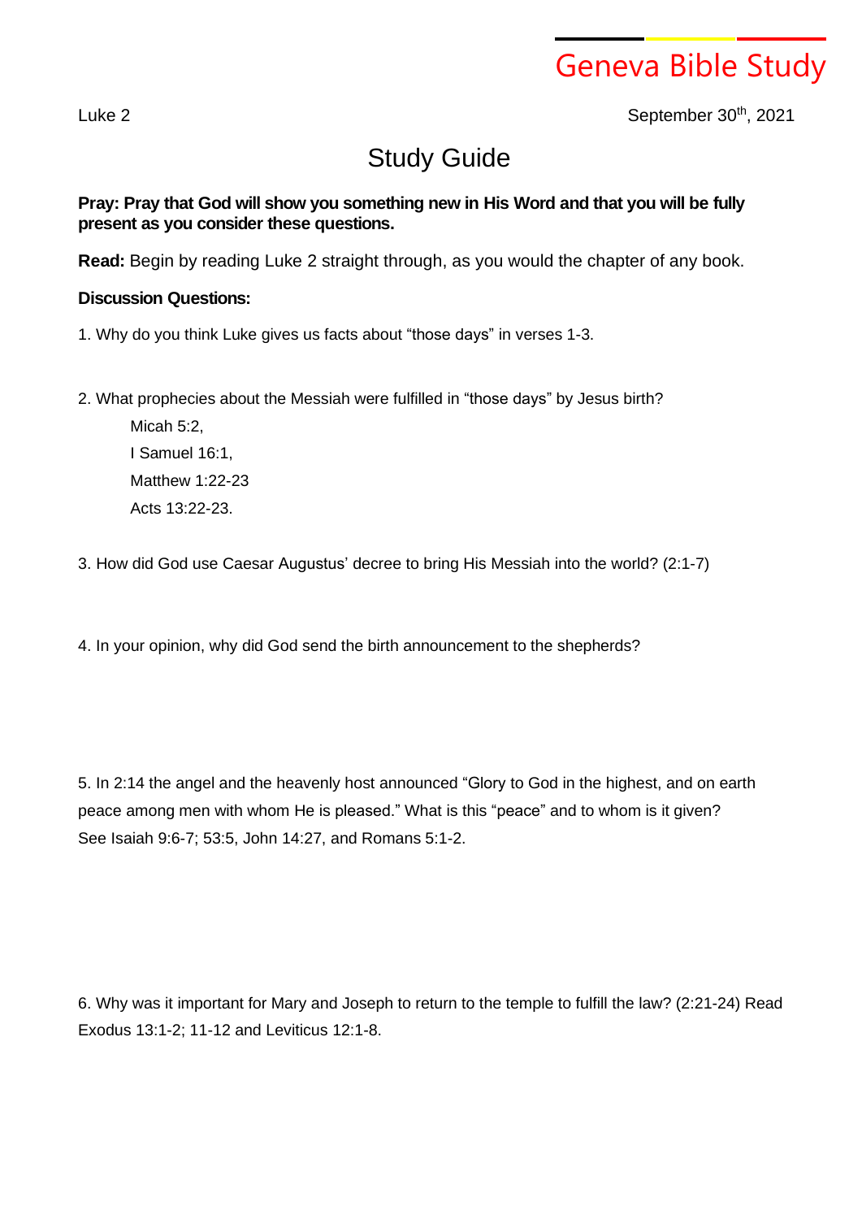Geneva Bible Study

Luke 2 September 30th, 2021

# Study Guide

**Pray: Pray that God will show you something new in His Word and that you will be fully present as you consider these questions.**

**Read:** Begin by reading Luke 2 straight through, as you would the chapter of any book.

**Discussion Questions:**

1. Why do you think Luke gives us facts about "those days" in verses 1-3.

2. What prophecies about the Messiah were fulfilled in "those days" by Jesus birth?

   Micah 5:2,
   I Samuel 16:1,
   Matthew 1:22-23
   Acts 13:22-23.

3. How did God use Caesar Augustus' decree to bring His Messiah into the world? (2:1-7)

4. In your opinion, why did God send the birth announcement to the shepherds?

5. In 2:14 the angel and the heavenly host announced "Glory to God in the highest, and on earth peace among men with whom He is pleased." What is this "peace" and to whom is it given? See Isaiah 9:6-7; 53:5, John 14:27, and Romans 5:1-2.

6. Why was it important for Mary and Joseph to return to the temple to fulfill the law? (2:21-24) Read Exodus 13:1-2; 11-12 and Leviticus 12:1-8.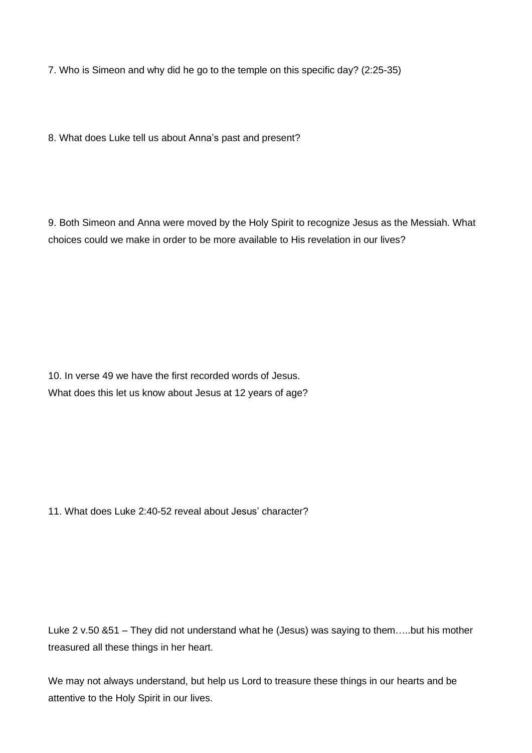7. Who is Simeon and why did he go to the temple on this specific day? (2:25-35)

8. What does Luke tell us about Anna's past and present?

9. Both Simeon and Anna were moved by the Holy Spirit to recognize Jesus as the Messiah. What choices could we make in order to be more available to His revelation in our lives?

10. In verse 49 we have the first recorded words of Jesus.
What does this let us know about Jesus at 12 years of age?

11. What does Luke 2:40-52 reveal about Jesus' character?

Luke 2 v.50 &51 – They did not understand what he (Jesus) was saying to them…..but his mother treasured all these things in her heart.

We may not always understand, but help us Lord to treasure these things in our hearts and be attentive to the Holy Spirit in our lives.